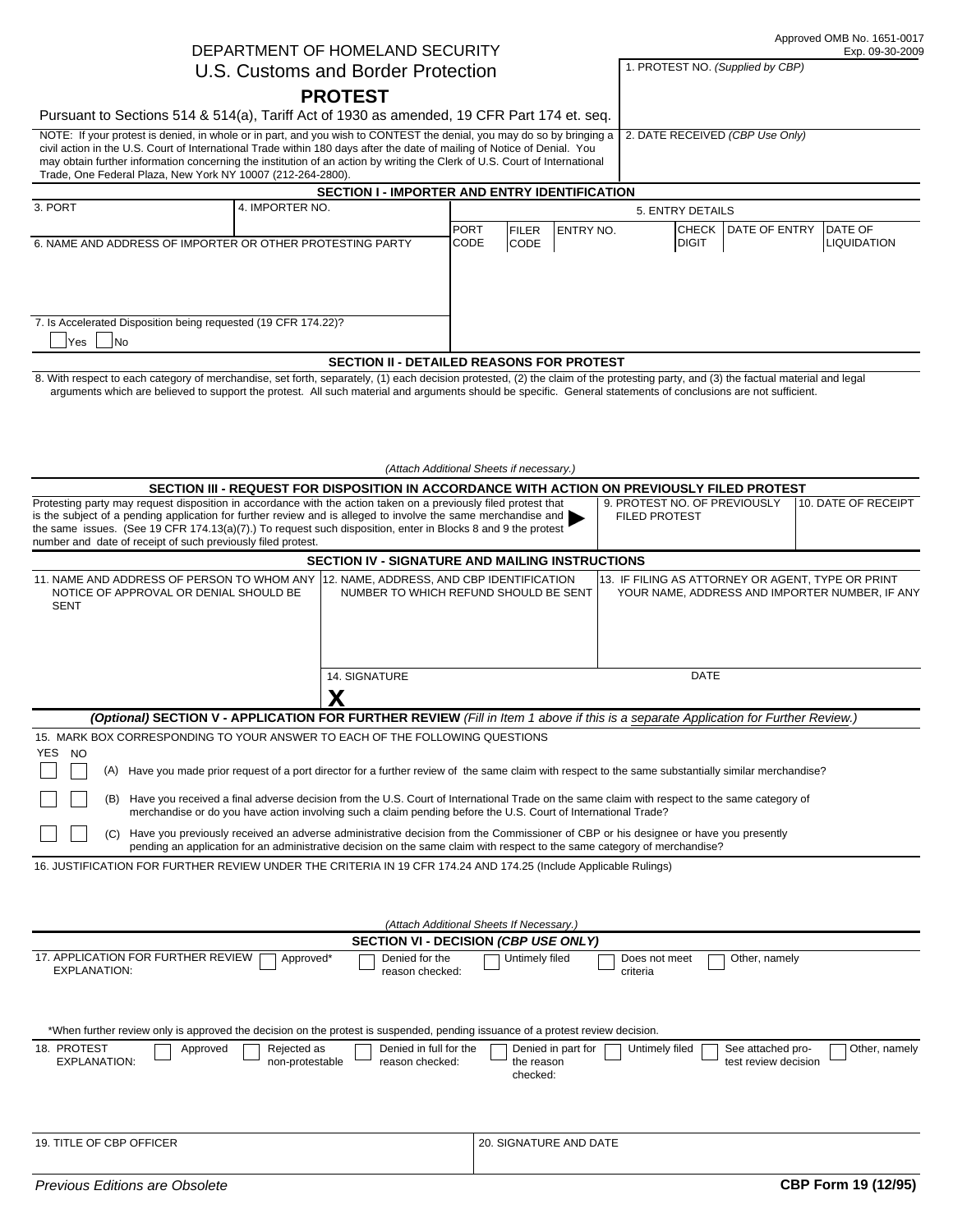Approved OMB No. 1651-0017
Exp. 09-30-2009

DEPARTMENT OF HOMELAND SECURITY
U.S. Customs and Border Protection

# PROTEST

Pursuant to Sections 514 & 514(a), Tariff Act of 1930 as amended, 19 CFR Part 174 et. seq.

1. PROTEST NO. *(Supplied by CBP)*

NOTE: If your protest is denied, in whole or in part, and you wish to CONTEST the denial, you may do so by bringing a civil action in the U.S. Court of International Trade within 180 days after the date of mailing of Notice of Denial. You may obtain further information concerning the institution of an action by writing the Clerk of U.S. Court of International Trade, One Federal Plaza, New York NY 10007 (212-264-2800).

2. DATE RECEIVED *(CBP Use Only)*

## SECTION I - IMPORTER AND ENTRY IDENTIFICATION

3. PORT

4. IMPORTER NO.

5. ENTRY DETAILS

| PORT CODE | FILER CODE | ENTRY NO. | CHECK DIGIT | DATE OF ENTRY | DATE OF LIQUIDATION |
|---|---|---|---|---|---|
| | | | | | |

6. NAME AND ADDRESS OF IMPORTER OR OTHER PROTESTING PARTY

7. Is Accelerated Disposition being requested (19 CFR 174.22)?

☐ Yes ☐ No

## SECTION II - DETAILED REASONS FOR PROTEST

8. With respect to each category of merchandise, set forth, separately, (1) each decision protested, (2) the claim of the protesting party, and (3) the factual material and legal arguments which are believed to support the protest. All such material and arguments should be specific. General statements of conclusions are not sufficient.

*(Attach Additional Sheets if necessary.)*

## SECTION III - REQUEST FOR DISPOSITION IN ACCORDANCE WITH ACTION ON PREVIOUSLY FILED PROTEST

Protesting party may request disposition in accordance with the action taken on a previously filed protest that is the subject of a pending application for further review and is alleged to involve the same merchandise and the same issues. (See 19 CFR 174.13(a)(7).) To request such disposition, enter in Blocks 8 and 9 the protest number and date of receipt of such previously filed protest.

9. PROTEST NO. OF PREVIOUSLY FILED PROTEST

10. DATE OF RECEIPT

## SECTION IV - SIGNATURE AND MAILING INSTRUCTIONS

11. NAME AND ADDRESS OF PERSON TO WHOM ANY NOTICE OF APPROVAL OR DENIAL SHOULD BE SENT

12. NAME, ADDRESS, AND CBP IDENTIFICATION NUMBER TO WHICH REFUND SHOULD BE SENT

13. IF FILING AS ATTORNEY OR AGENT, TYPE OR PRINT YOUR NAME, ADDRESS AND IMPORTER NUMBER, IF ANY

14. SIGNATURE

X

DATE

## *(Optional)* SECTION V - APPLICATION FOR FURTHER REVIEW *(Fill in Item 1 above if this is a separate Application for Further Review.)*

15. MARK BOX CORRESPONDING TO YOUR ANSWER TO EACH OF THE FOLLOWING QUESTIONS

| YES | NO | |
|---|---|---|
| ☐ | ☐ | (A) Have you made prior request of a port director for a further review of the same claim with respect to the same substantially similar merchandise? |
| ☐ | ☐ | (B) Have you received a final adverse decision from the U.S. Court of International Trade on the same claim with respect to the same category of merchandise or do you have action involving such a claim pending before the U.S. Court of International Trade? |
| ☐ | ☐ | (C) Have you previously received an adverse administrative decision from the Commissioner of CBP or his designee or have you presently pending an application for an administrative decision on the same claim with respect to the same category of merchandise? |

16. JUSTIFICATION FOR FURTHER REVIEW UNDER THE CRITERIA IN 19 CFR 174.24 AND 174.25 (Include Applicable Rulings)

*(Attach Additional Sheets If Necessary.)*

## SECTION VI - DECISION *(CBP USE ONLY)*

17. APPLICATION FOR FURTHER REVIEW EXPLANATION: ☐ Approved* ☐ Denied for the reason checked: ☐ Untimely filed ☐ Does not meet criteria ☐ Other, namely

*When further review only is approved the decision on the protest is suspended, pending issuance of a protest review decision.

18. PROTEST EXPLANATION: ☐ Approved ☐ Rejected as non-protestable ☐ Denied in full for the reason checked: ☐ Denied in part for the reason checked: ☐ Untimely filed ☐ See attached protest review decision ☐ Other, namely

19. TITLE OF CBP OFFICER

20. SIGNATURE AND DATE

*Previous Editions are Obsolete*

**CBP Form 19 (12/95)**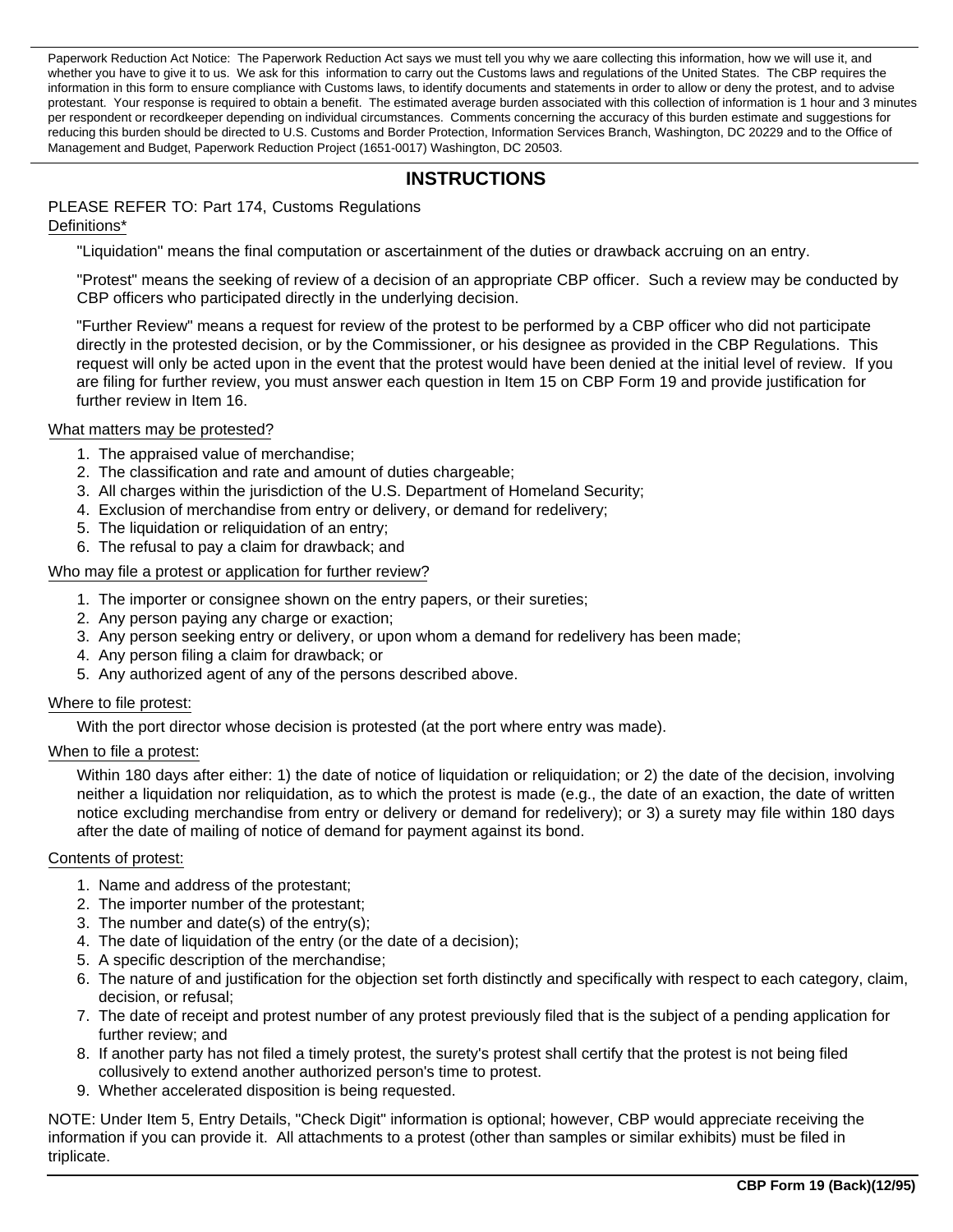Paperwork Reduction Act Notice: The Paperwork Reduction Act says we must tell you why we aare collecting this information, how we will use it, and whether you have to give it to us. We ask for this information to carry out the Customs laws and regulations of the United States. The CBP requires the information in this form to ensure compliance with Customs laws, to identify documents and statements in order to allow or deny the protest, and to advise protestant. Your response is required to obtain a benefit. The estimated average burden associated with this collection of information is 1 hour and 3 minutes per respondent or recordkeeper depending on individual circumstances. Comments concerning the accuracy of this burden estimate and suggestions for reducing this burden should be directed to U.S. Customs and Border Protection, Information Services Branch, Washington, DC 20229 and to the Office of Management and Budget, Paperwork Reduction Project (1651-0017) Washington, DC 20503.

## INSTRUCTIONS

PLEASE REFER TO: Part 174, Customs Regulations

Definitions*

"Liquidation" means the final computation or ascertainment of the duties or drawback accruing on an entry.

"Protest" means the seeking of review of a decision of an appropriate CBP officer. Such a review may be conducted by CBP officers who participated directly in the underlying decision.

"Further Review" means a request for review of the protest to be performed by a CBP officer who did not participate directly in the protested decision, or by the Commissioner, or his designee as provided in the CBP Regulations. This request will only be acted upon in the event that the protest would have been denied at the initial level of review. If you are filing for further review, you must answer each question in Item 15 on CBP Form 19 and provide justification for further review in Item 16.

What matters may be protested?

1. The appraised value of merchandise;
2. The classification and rate and amount of duties chargeable;
3. All charges within the jurisdiction of the U.S. Department of Homeland Security;
4. Exclusion of merchandise from entry or delivery, or demand for redelivery;
5. The liquidation or reliquidation of an entry;
6. The refusal to pay a claim for drawback; and

Who may file a protest or application for further review?

1. The importer or consignee shown on the entry papers, or their sureties;
2. Any person paying any charge or exaction;
3. Any person seeking entry or delivery, or upon whom a demand for redelivery has been made;
4. Any person filing a claim for drawback; or
5. Any authorized agent of any of the persons described above.

Where to file protest:

With the port director whose decision is protested (at the port where entry was made).

When to file a protest:

Within 180 days after either: 1) the date of notice of liquidation or reliquidation; or 2) the date of the decision, involving neither a liquidation nor reliquidation, as to which the protest is made (e.g., the date of an exaction, the date of written notice excluding merchandise from entry or delivery or demand for redelivery); or 3) a surety may file within 180 days after the date of mailing of notice of demand for payment against its bond.

Contents of protest:

1. Name and address of the protestant;
2. The importer number of the protestant;
3. The number and date(s) of the entry(s);
4. The date of liquidation of the entry (or the date of a decision);
5. A specific description of the merchandise;
6. The nature of and justification for the objection set forth distinctly and specifically with respect to each category, claim, decision, or refusal;
7. The date of receipt and protest number of any protest previously filed that is the subject of a pending application for further review; and
8. If another party has not filed a timely protest, the surety's protest shall certify that the protest is not being filed collusively to extend another authorized person's time to protest.
9. Whether accelerated disposition is being requested.

NOTE: Under Item 5, Entry Details, "Check Digit" information is optional; however, CBP would appreciate receiving the information if you can provide it. All attachments to a protest (other than samples or similar exhibits) must be filed in triplicate.

**CBP Form 19 (Back)(12/95)**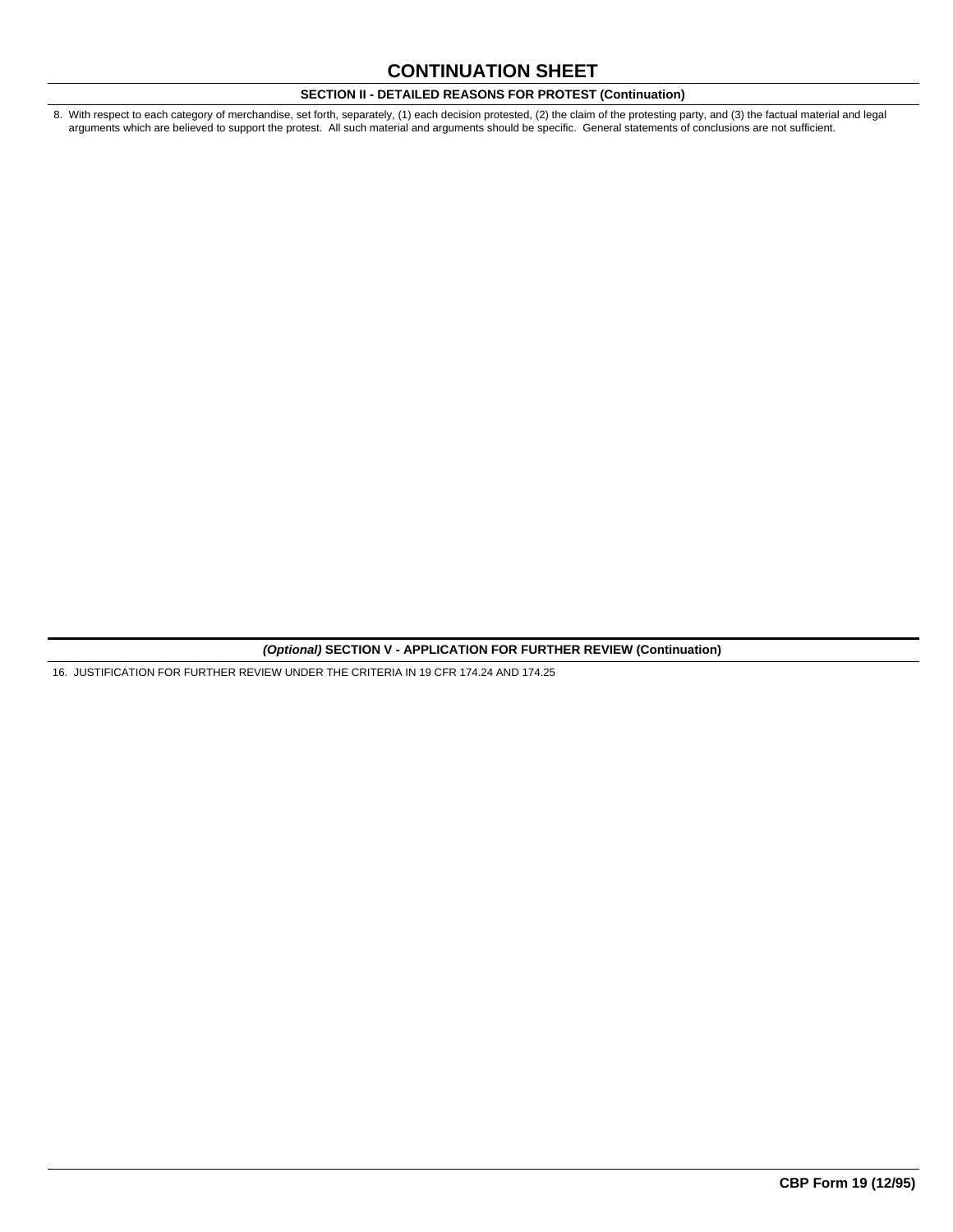# CONTINUATION SHEET

## SECTION II - DETAILED REASONS FOR PROTEST (Continuation)

8. With respect to each category of merchandise, set forth, separately, (1) each decision protested, (2) the claim of the protesting party, and (3) the factual material and legal arguments which are believed to support the protest. All such material and arguments should be specific. General statements of conclusions are not sufficient.

## *(Optional)* SECTION V - APPLICATION FOR FURTHER REVIEW (Continuation)

16. JUSTIFICATION FOR FURTHER REVIEW UNDER THE CRITERIA IN 19 CFR 174.24 AND 174.25

**CBP Form 19 (12/95)**